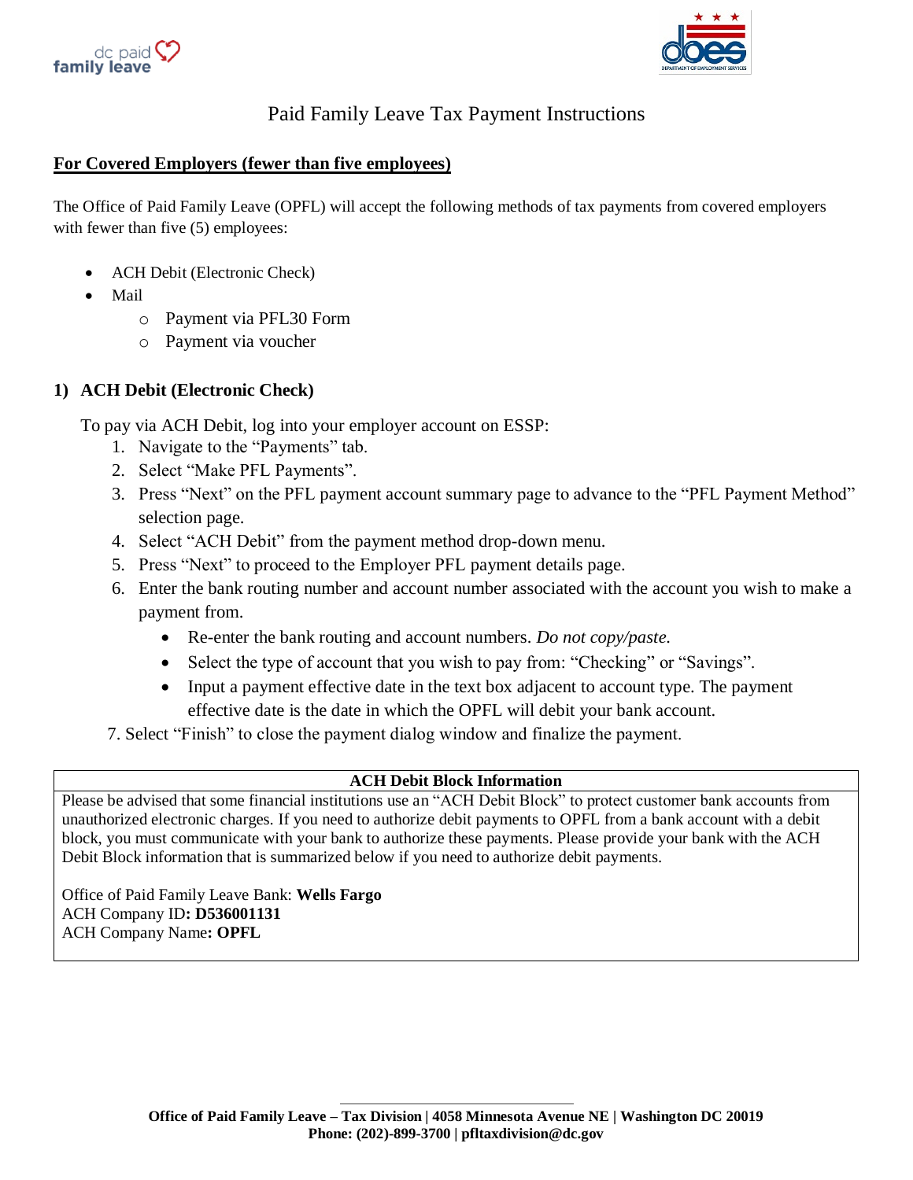# Paid Family Leave Tax Payment Instructions

## For Covered Employers (fewer than five employees)

The Office of Paid Family Leave (OPFL) will accept the following methods of tax payments from covered employers with fewer than five (5) employees:

- ACH Debit (Electronic Check)
- Mail
  - Payment via PFL30 Form
  - Payment via voucher

### 1) ACH Debit (Electronic Check)

To pay via ACH Debit, log into your employer account on ESSP:

1. Navigate to the "Payments" tab.
2. Select "Make PFL Payments".
3. Press "Next" on the PFL payment account summary page to advance to the "PFL Payment Method" selection page.
4. Select "ACH Debit" from the payment method drop-down menu.
5. Press "Next" to proceed to the Employer PFL payment details page.
6. Enter the bank routing number and account number associated with the account you wish to make a payment from.
   - Re-enter the bank routing and account numbers. *Do not copy/paste.*
   - Select the type of account that you wish to pay from: "Checking" or "Savings".
   - Input a payment effective date in the text box adjacent to account type. The payment effective date is the date in which the OPFL will debit your bank account.
7. Select "Finish" to close the payment dialog window and finalize the payment.

| ACH Debit Block Information |
|---|
| Please be advised that some financial institutions use an "ACH Debit Block" to protect customer bank accounts from unauthorized electronic charges. If you need to authorize debit payments to OPFL from a bank account with a debit block, you must communicate with your bank to authorize these payments. Please provide your bank with the ACH Debit Block information that is summarized below if you need to authorize debit payments.<br><br>Office of Paid Family Leave Bank: **Wells Fargo**<br>ACH Company ID**: D536001131**<br>ACH Company Name**: OPFL** |

**Office of Paid Family Leave – Tax Division | 4058 Minnesota Avenue NE | Washington DC 20019**
**Phone: (202)-899-3700 | pfltaxdivision@dc.gov**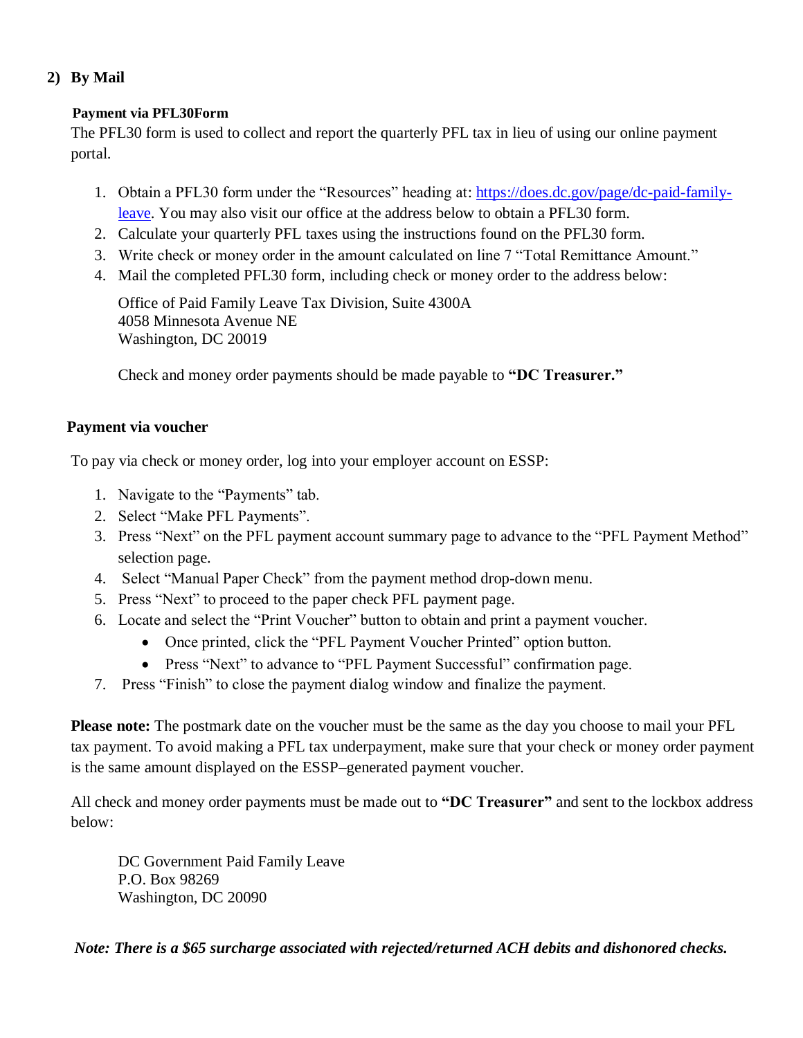## 2) By Mail

**Payment via PFL30Form**

The PFL30 form is used to collect and report the quarterly PFL tax in lieu of using our online payment portal.

1. Obtain a PFL30 form under the "Resources" heading at: [https://does.dc.gov/page/dc-paid-family-leave](https://does.dc.gov/page/dc-paid-family-leave). You may also visit our office at the address below to obtain a PFL30 form.
2. Calculate your quarterly PFL taxes using the instructions found on the PFL30 form.
3. Write check or money order in the amount calculated on line 7 "Total Remittance Amount."
4. Mail the completed PFL30 form, including check or money order to the address below:

   Office of Paid Family Leave Tax Division, Suite 4300A
   4058 Minnesota Avenue NE
   Washington, DC 20019

   Check and money order payments should be made payable to **"DC Treasurer."**

**Payment via voucher**

To pay via check or money order, log into your employer account on ESSP:

1. Navigate to the "Payments" tab.
2. Select "Make PFL Payments".
3. Press "Next" on the PFL payment account summary page to advance to the "PFL Payment Method" selection page.
4. Select "Manual Paper Check" from the payment method drop-down menu.
5. Press "Next" to proceed to the paper check PFL payment page.
6. Locate and select the "Print Voucher" button to obtain and print a payment voucher.
   - Once printed, click the "PFL Payment Voucher Printed" option button.
   - Press "Next" to advance to "PFL Payment Successful" confirmation page.
7. Press "Finish" to close the payment dialog window and finalize the payment.

**Please note:** The postmark date on the voucher must be the same as the day you choose to mail your PFL tax payment. To avoid making a PFL tax underpayment, make sure that your check or money order payment is the same amount displayed on the ESSP–generated payment voucher.

All check and money order payments must be made out to **"DC Treasurer"** and sent to the lockbox address below:

DC Government Paid Family Leave
P.O. Box 98269
Washington, DC 20090

***Note: There is a $65 surcharge associated with rejected/returned ACH debits and dishonored checks.***